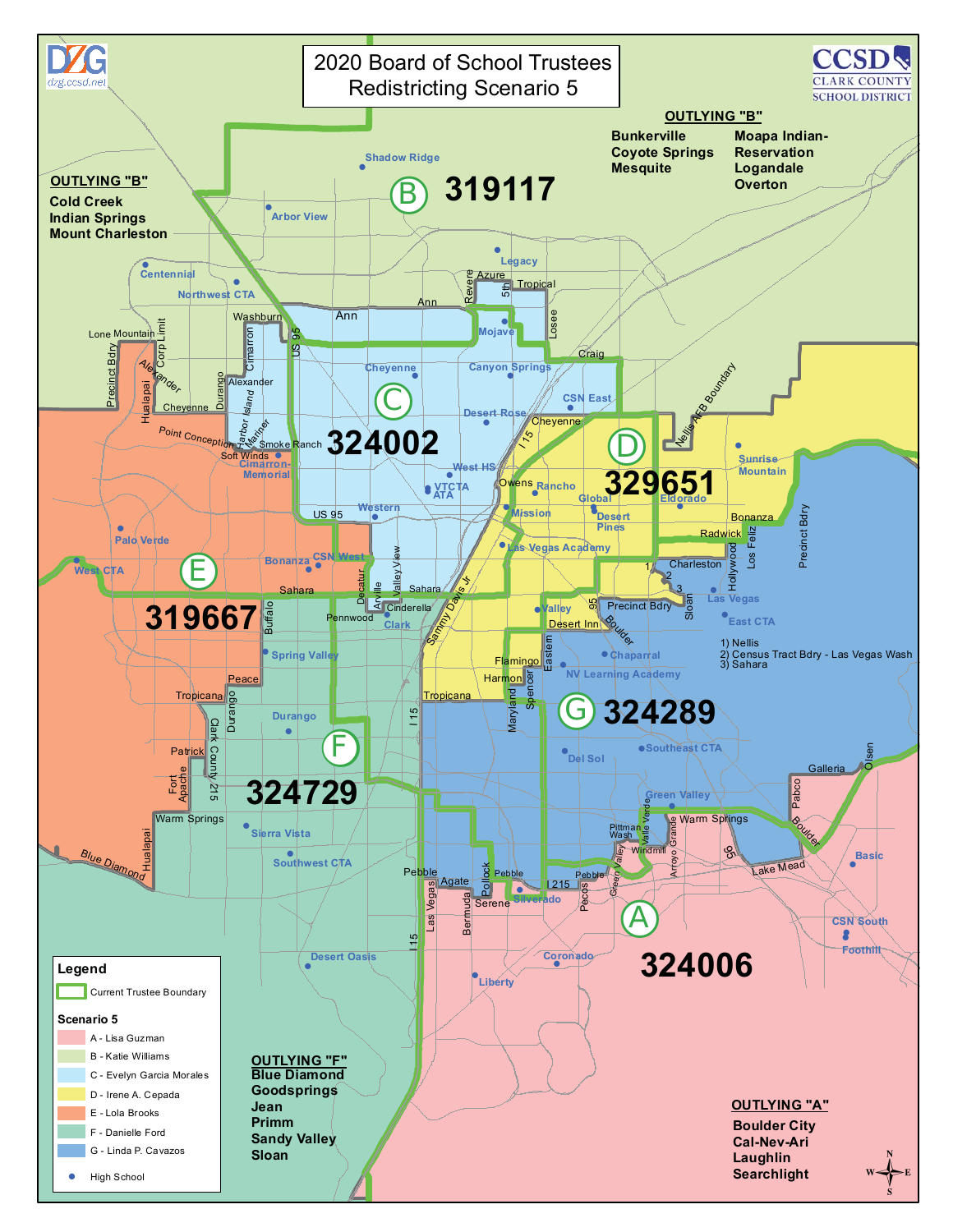# 2020 Board of School Trustees Redistricting Scenario 5

CCSD CLARK COUNTY SCHOOL DISTRICT

dzg.ccsd.net

| District | Population |
|---|---|
| A | 324006 |
| B | 319117 |
| C | 324002 |
| D | 329651 |
| E | 319667 |
| F | 324729 |
| G | 324289 |

**OUTLYING "B"**
Bunkerville
Coyote Springs
Mesquite
Moapa Indian-Reservation
Logandale
Overton

**OUTLYING "B"**
Cold Creek
Indian Springs
Mount Charleston

**OUTLYING "F"**
Blue Diamond
Goodsprings
Jean
Primm
Sandy Valley
Sloan

**OUTLYING "A"**
Boulder City
Cal-Nev-Ari
Laughlin
Searchlight

1) Nellis
2) Census Tract Bdry - Las Vegas Wash
3) Sahara

## Legend

Current Trustee Boundary

**Scenario 5**
- A - Lisa Guzman
- B - Katie Williams
- C - Evelyn Garcia Morales
- D - Irene A. Cepada
- E - Lola Brooks
- F - Danielle Ford
- G - Linda P. Cavazos
- High School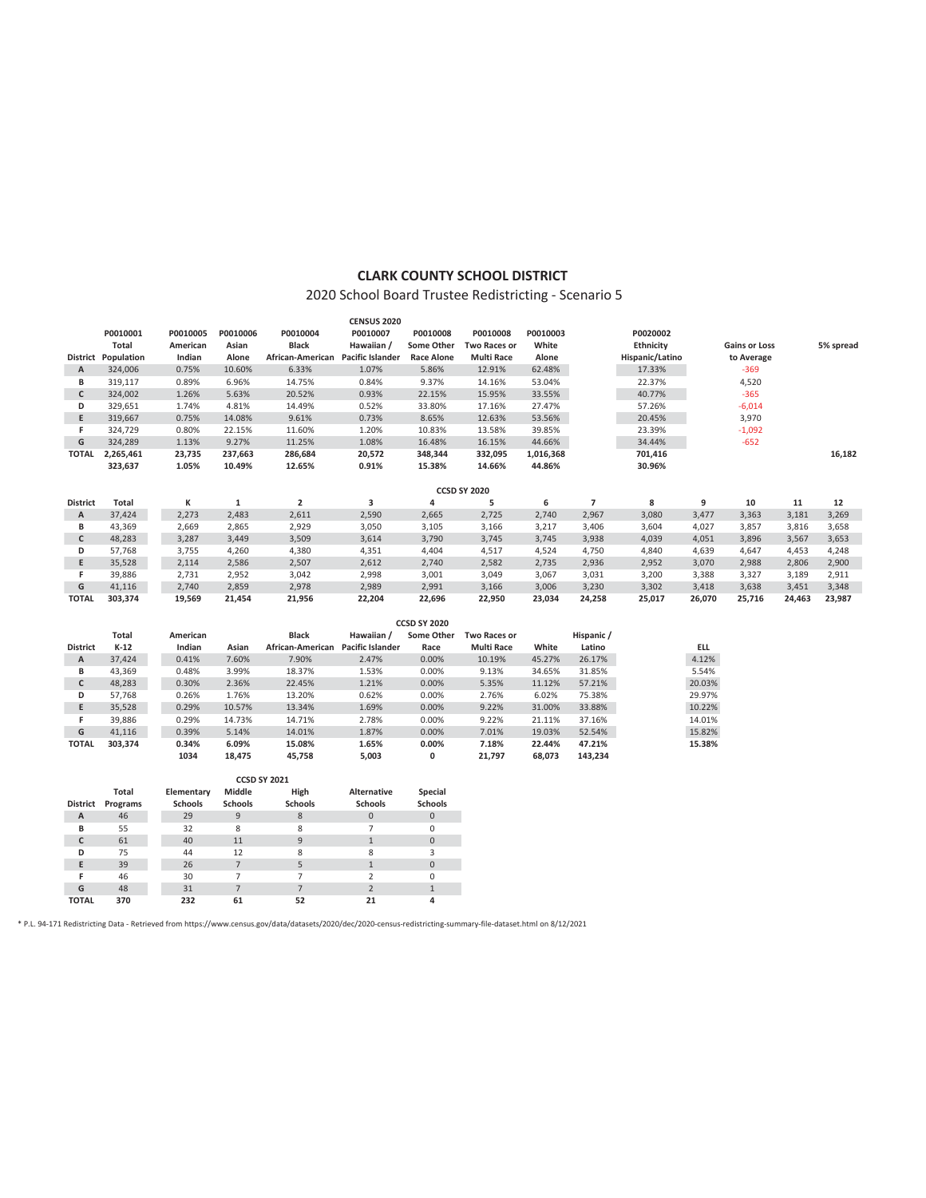# CLARK COUNTY SCHOOL DISTRICT

## 2020 School Board Trustee Redistricting - Scenario 5

| | CENSUS 2020 | | | | | | | | | | | |
|---|---|---|---|---|---|---|---|---|---|---|---|---|
| | P0010001 | P0010005 | P0010006 | P0010004 | P0010007 | P0010008 | P0010008 | P0010003 | | P0020002 | | |
| | Total | American | Asian | Black | Hawaiian / | Some Other | Two Races or | White | | Ethnicity | Gains or Loss | 5% spread |
| District | Population | Indian | Alone | African-American | Pacific Islander | Race Alone | Multi Race | Alone | | Hispanic/Latino | to Average | |
| A | 324,006 | 0.75% | 10.60% | 6.33% | 1.07% | 5.86% | 12.91% | 62.48% | | 17.33% | -369 | |
| B | 319,117 | 0.89% | 6.96% | 14.75% | 0.84% | 9.37% | 14.16% | 53.04% | | 22.37% | 4,520 | |
| C | 324,002 | 1.26% | 5.63% | 20.52% | 0.93% | 22.15% | 15.95% | 33.55% | | 40.77% | -365 | |
| D | 329,651 | 1.74% | 4.81% | 14.49% | 0.52% | 33.80% | 17.16% | 27.47% | | 57.26% | -6,014 | |
| E | 319,667 | 0.75% | 14.08% | 9.61% | 0.73% | 8.65% | 12.63% | 53.56% | | 20.45% | 3,970 | |
| F | 324,729 | 0.80% | 22.15% | 11.60% | 1.20% | 10.83% | 13.58% | 39.85% | | 23.39% | -1,092 | |
| G | 324,289 | 1.13% | 9.27% | 11.25% | 1.08% | 16.48% | 16.15% | 44.66% | | 34.44% | -652 | |
| TOTAL | 2,265,461 | 23,735 | 237,663 | 286,684 | 20,572 | 348,344 | 332,095 | 1,016,368 | | 701,416 | | 16,182 |
| | 323,637 | 1.05% | 10.49% | 12.65% | 0.91% | 15.38% | 14.66% | 44.86% | | 30.96% | | |

| | CCSD SY 2020 | | | | | | | | | | | | | |
|---|---|---|---|---|---|---|---|---|---|---|---|---|---|---|
| District | Total | K | 1 | 2 | 3 | 4 | 5 | 6 | 7 | 8 | 9 | 10 | 11 | 12 |
| A | 37,424 | 2,273 | 2,483 | 2,611 | 2,590 | 2,665 | 2,725 | 2,740 | 2,967 | 3,080 | 3,477 | 3,363 | 3,181 | 3,269 |
| B | 43,369 | 2,669 | 2,865 | 2,929 | 3,050 | 3,105 | 3,166 | 3,217 | 3,406 | 3,604 | 4,027 | 3,857 | 3,816 | 3,658 |
| C | 48,283 | 3,287 | 3,449 | 3,509 | 3,614 | 3,790 | 3,745 | 3,745 | 3,938 | 4,039 | 4,051 | 3,896 | 3,567 | 3,653 |
| D | 57,768 | 3,755 | 4,260 | 4,380 | 4,351 | 4,404 | 4,517 | 4,524 | 4,750 | 4,840 | 4,639 | 4,647 | 4,453 | 4,248 |
| E | 35,528 | 2,114 | 2,586 | 2,507 | 2,612 | 2,740 | 2,582 | 2,735 | 2,936 | 2,952 | 3,070 | 2,988 | 2,806 | 2,900 |
| F | 39,886 | 2,731 | 2,952 | 3,042 | 2,998 | 3,001 | 3,049 | 3,067 | 3,031 | 3,200 | 3,388 | 3,327 | 3,189 | 2,911 |
| G | 41,116 | 2,740 | 2,859 | 2,978 | 2,989 | 2,991 | 3,166 | 3,006 | 3,230 | 3,302 | 3,418 | 3,638 | 3,451 | 3,348 |
| TOTAL | 303,374 | 19,569 | 21,454 | 21,956 | 22,204 | 22,696 | 22,950 | 23,034 | 24,258 | 25,017 | 26,070 | 25,716 | 24,463 | 23,987 |

| | CCSD SY 2020 | | | | | | | | | | |
|---|---|---|---|---|---|---|---|---|---|---|---|
| | Total | American | | Black | Hawaiian / | Some Other | Two Races or | | Hispanic / | | |
| District | K-12 | Indian | Asian | African-American | Pacific Islander | Race | Multi Race | White | Latino | | ELL |
| A | 37,424 | 0.41% | 7.60% | 7.90% | 2.47% | 0.00% | 10.19% | 45.27% | 26.17% | | 4.12% |
| B | 43,369 | 0.48% | 3.99% | 18.37% | 1.53% | 0.00% | 9.13% | 34.65% | 31.85% | | 5.54% |
| C | 48,283 | 0.30% | 2.36% | 22.45% | 1.21% | 0.00% | 5.35% | 11.12% | 57.21% | | 20.03% |
| D | 57,768 | 0.26% | 1.76% | 13.20% | 0.62% | 0.00% | 2.76% | 6.02% | 75.38% | | 29.97% |
| E | 35,528 | 0.29% | 10.57% | 13.34% | 1.69% | 0.00% | 9.22% | 31.00% | 33.88% | | 10.22% |
| F | 39,886 | 0.29% | 14.73% | 14.71% | 2.78% | 0.00% | 9.22% | 21.11% | 37.16% | | 14.01% |
| G | 41,116 | 0.39% | 5.14% | 14.01% | 1.87% | 0.00% | 7.01% | 19.03% | 52.54% | | 15.82% |
| TOTAL | 303,374 | 0.34% | 6.09% | 15.08% | 1.65% | 0.00% | 7.18% | 22.44% | 47.21% | | 15.38% |
| | | 1034 | 18,475 | 45,758 | 5,003 | 0 | 21,797 | 68,073 | 143,234 | | |

| | CCSD SY 2021 | | | | | |
|---|---|---|---|---|---|---|
| | Total | Elementary | Middle | High | Alternative | Special |
| District | Programs | Schools | Schools | Schools | Schools | Schools |
| A | 46 | 29 | 9 | 8 | 0 | 0 |
| B | 55 | 32 | 8 | 8 | 7 | 0 |
| C | 61 | 40 | 11 | 9 | 1 | 0 |
| D | 75 | 44 | 12 | 8 | 8 | 3 |
| E | 39 | 26 | 7 | 5 | 1 | 0 |
| F | 46 | 30 | 7 | 7 | 2 | 0 |
| G | 48 | 31 | 7 | 7 | 2 | 1 |
| TOTAL | 370 | 232 | 61 | 52 | 21 | 4 |

* P.L. 94-171 Redistricting Data - Retrieved from https://www.census.gov/data/datasets/2020/dec/2020-census-redistricting-summary-file-dataset.html on 8/12/2021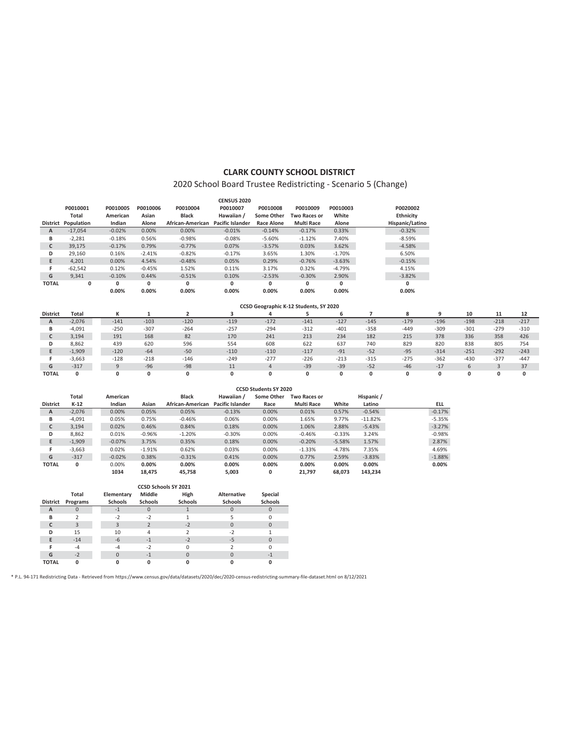# CLARK COUNTY SCHOOL DISTRICT

## 2020 School Board Trustee Redistricting - Scenario 5 (Change)

| | | | | | CENSUS 2020 | | | | |
|---|---|---|---|---|---|---|---|---|---|
| | P0010001 | P0010005 | P0010006 | P0010004 | P0010007 | P0010008 | P0010009 | P0010003 | P0020002 |
| | Total | American | Asian | Black | Hawaiian / | Some Other | Two Races or | White | Ethnicity |
| District | Population | Indian | Alone | African-American | Pacific Islander | Race Alone | Multi Race | Alone | Hispanic/Latino |
| A | -17,054 | -0.02% | 0.00% | 0.00% | -0.01% | -0.14% | -0.17% | 0.33% | -0.32% |
| B | -2,281 | -0.18% | 0.56% | -0.98% | -0.08% | -5.60% | -1.12% | 7.40% | -8.59% |
| C | 39,175 | -0.17% | 0.79% | -0.77% | 0.07% | -3.57% | 0.03% | 3.62% | -4.58% |
| D | 29,160 | 0.16% | -2.41% | -0.82% | -0.17% | 3.65% | 1.30% | -1.70% | 6.50% |
| E | 4,201 | 0.00% | 4.54% | -0.48% | 0.05% | 0.29% | -0.76% | -3.63% | -0.15% |
| F | -62,542 | 0.12% | -0.45% | 1.52% | 0.11% | 3.17% | 0.32% | -4.79% | 4.15% |
| G | 9,341 | -0.10% | 0.44% | -0.51% | 0.10% | -2.53% | -0.30% | 2.90% | -3.82% |
| TOTAL | 0 | 0 | 0 | 0 | 0 | 0 | 0 | 0 | 0 |
| | | 0.00% | 0.00% | 0.00% | 0.00% | 0.00% | 0.00% | 0.00% | 0.00% |

| | | CCSD Geographic K-12 Students, SY 2020 | | | | | | | | | | | | |
|---|---|---|---|---|---|---|---|---|---|---|---|---|---|---|
| District | Total | K | 1 | 2 | 3 | 4 | 5 | 6 | 7 | 8 | 9 | 10 | 11 | 12 |
| A | -2,076 | -141 | -103 | -120 | -119 | -172 | -141 | -127 | -145 | -179 | -196 | -198 | -218 | -217 |
| B | -4,091 | -250 | -307 | -264 | -257 | -294 | -312 | -401 | -358 | -449 | -309 | -301 | -279 | -310 |
| C | 3,194 | 191 | 168 | 82 | 170 | 241 | 213 | 234 | 182 | 215 | 378 | 336 | 358 | 426 |
| D | 8,862 | 439 | 620 | 596 | 554 | 608 | 622 | 637 | 740 | 829 | 820 | 838 | 805 | 754 |
| E | -1,909 | -120 | -64 | -50 | -110 | -110 | -117 | -91 | -52 | -95 | -314 | -251 | -292 | -243 |
| F | -3,663 | -128 | -218 | -146 | -249 | -277 | -226 | -213 | -315 | -275 | -362 | -430 | -377 | -447 |
| G | -317 | 9 | -96 | -98 | 11 | 4 | -39 | -39 | -52 | -46 | -17 | 6 | 3 | 37 |
| TOTAL | 0 | 0 | 0 | 0 | 0 | 0 | 0 | 0 | 0 | 0 | 0 | 0 | 0 | 0 |

| | | | | | CCSD Students SY 2020 | | | | | |
|---|---|---|---|---|---|---|---|---|---|---|
| | Total | American | | Black | Hawaiian / | Some Other | Two Races or | | Hispanic / | |
| District | K-12 | Indian | Asian | African-American | Pacific Islander | Race | Multi Race | White | Latino | ELL |
| A | -2,076 | 0.00% | 0.05% | 0.05% | -0.13% | 0.00% | 0.01% | 0.57% | -0.54% | -0.17% |
| B | -4,091 | 0.05% | 0.75% | -0.46% | 0.06% | 0.00% | 1.65% | 9.77% | -11.82% | -5.35% |
| C | 3,194 | 0.02% | 0.46% | 0.84% | 0.18% | 0.00% | 1.06% | 2.88% | -5.43% | -3.27% |
| D | 8,862 | 0.01% | -0.96% | -1.20% | -0.30% | 0.00% | -0.46% | -0.33% | 3.24% | -0.98% |
| E | -1,909 | -0.07% | 3.75% | 0.35% | 0.18% | 0.00% | -0.20% | -5.58% | 1.57% | 2.87% |
| F | -3,663 | 0.02% | -1.91% | 0.62% | 0.03% | 0.00% | -1.33% | -4.78% | 7.35% | 4.69% |
| G | -317 | -0.02% | 0.38% | -0.31% | 0.41% | 0.00% | 0.77% | 2.59% | -3.83% | -1.88% |
| TOTAL | 0 | 0.00% | 0.00% | 0.00% | 0.00% | 0.00% | 0.00% | 0.00% | 0.00% | 0.00% |
| | | 1034 | 18,475 | 45,758 | 5,003 | 0 | 21,797 | 68,073 | 143,234 | |

| | | | CCSD Schools SY 2021 | | | |
|---|---|---|---|---|---|---|
| | Total | Elementary | Middle | High | Alternative | Special |
| District | Programs | Schools | Schools | Schools | Schools | Schools |
| A | 0 | -1 | 0 | 1 | 0 | 0 |
| B | 2 | -2 | -2 | 1 | 5 | 0 |
| C | 3 | 3 | 2 | -2 | 0 | 0 |
| D | 15 | 10 | 4 | 2 | -2 | 1 |
| E | -14 | -6 | -1 | -2 | -5 | 0 |
| F | -4 | -4 | -2 | 0 | 2 | 0 |
| G | -2 | 0 | -1 | 0 | 0 | -1 |
| TOTAL | 0 | 0 | 0 | 0 | 0 | 0 |

* P.L. 94-171 Redistricting Data - Retrieved from https://www.census.gov/data/datasets/2020/dec/2020-census-redistricting-summary-file-dataset.html on 8/12/2021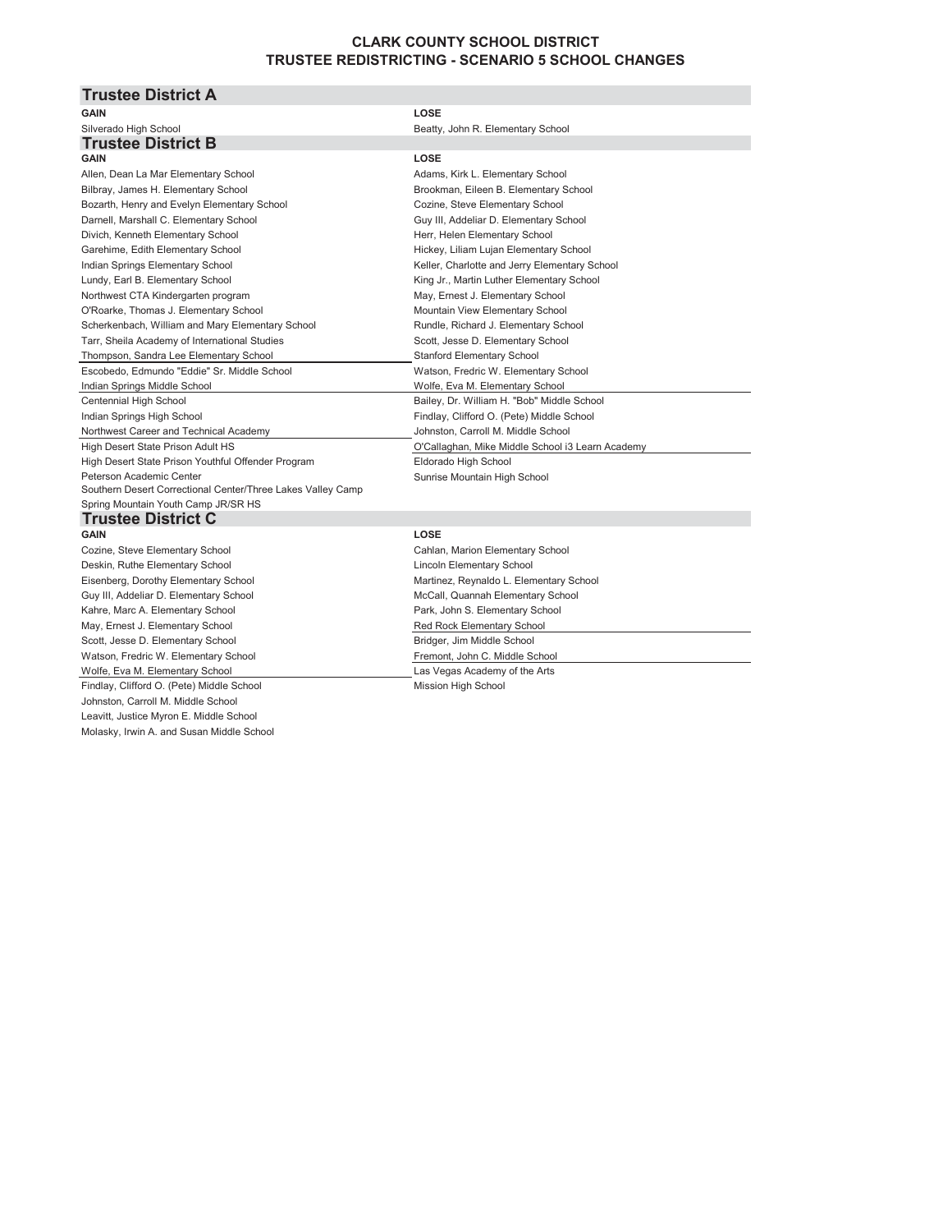# CLARK COUNTY SCHOOL DISTRICT
## TRUSTEE REDISTRICTING - SCENARIO 5 SCHOOL CHANGES

### Trustee District A

| GAIN | LOSE |
|---|---|
| Silverado High School | Beatty, John R. Elementary School |

### Trustee District B

| GAIN | LOSE |
|---|---|
| Allen, Dean La Mar Elementary School | Adams, Kirk L. Elementary School |
| Bilbray, James H. Elementary School | Brookman, Eileen B. Elementary School |
| Bozarth, Henry and Evelyn Elementary School | Cozine, Steve Elementary School |
| Darnell, Marshall C. Elementary School | Guy III, Addeliar D. Elementary School |
| Divich, Kenneth Elementary School | Herr, Helen Elementary School |
| Garehime, Edith Elementary School | Hickey, Liliam Lujan Elementary School |
| Indian Springs Elementary School | Keller, Charlotte and Jerry Elementary School |
| Lundy, Earl B. Elementary School | King Jr., Martin Luther Elementary School |
| Northwest CTA Kindergarten program | May, Ernest J. Elementary School |
| O'Roarke, Thomas J. Elementary School | Mountain View Elementary School |
| Scherkenbach, William and Mary Elementary School | Rundle, Richard J. Elementary School |
| Tarr, Sheila Academy of International Studies | Scott, Jesse D. Elementary School |
| Thompson, Sandra Lee Elementary School | Stanford Elementary School |
| Escobedo, Edmundo "Eddie" Sr. Middle School | Watson, Fredric W. Elementary School |
| Indian Springs Middle School | Wolfe, Eva M. Elementary School |
| Centennial High School | Bailey, Dr. William H. "Bob" Middle School |
| Indian Springs High School | Findlay, Clifford O. (Pete) Middle School |
| Northwest Career and Technical Academy | Johnston, Carroll M. Middle School |
| High Desert State Prison Adult HS | O'Callaghan, Mike Middle School i3 Learn Academy |
| High Desert State Prison Youthful Offender Program | Eldorado High School |
| Peterson Academic Center | Sunrise Mountain High School |
| Southern Desert Correctional Center/Three Lakes Valley Camp | |
| Spring Mountain Youth Camp JR/SR HS | |

### Trustee District C

| GAIN | LOSE |
|---|---|
| Cozine, Steve Elementary School | Cahlan, Marion Elementary School |
| Deskin, Ruthe Elementary School | Lincoln Elementary School |
| Eisenberg, Dorothy Elementary School | Martinez, Reynaldo L. Elementary School |
| Guy III, Addeliar D. Elementary School | McCall, Quannah Elementary School |
| Kahre, Marc A. Elementary School | Park, John S. Elementary School |
| May, Ernest J. Elementary School | Red Rock Elementary School |
| Scott, Jesse D. Elementary School | Bridger, Jim Middle School |
| Watson, Fredric W. Elementary School | Fremont, John C. Middle School |
| Wolfe, Eva M. Elementary School | Las Vegas Academy of the Arts |
| Findlay, Clifford O. (Pete) Middle School | Mission High School |
| Johnston, Carroll M. Middle School | |
| Leavitt, Justice Myron E. Middle School | |
| Molasky, Irwin A. and Susan Middle School | |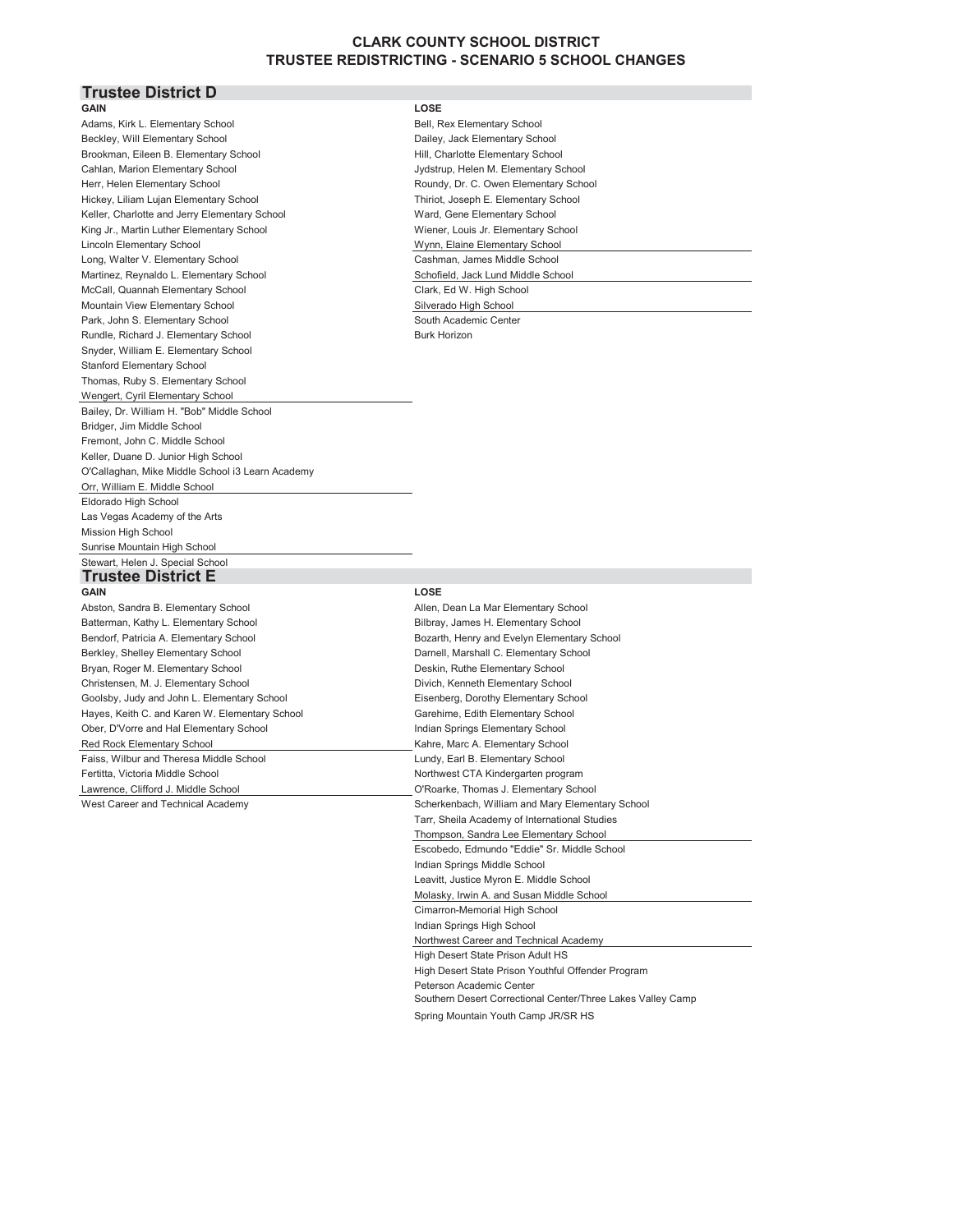# CLARK COUNTY SCHOOL DISTRICT
## TRUSTEE REDISTRICTING - SCENARIO 5 SCHOOL CHANGES

### Trustee District D

| GAIN | LOSE |
|---|---|
| Adams, Kirk L. Elementary School | Bell, Rex Elementary School |
| Beckley, Will Elementary School | Dailey, Jack Elementary School |
| Brookman, Eileen B. Elementary School | Hill, Charlotte Elementary School |
| Cahlan, Marion Elementary School | Jydstrup, Helen M. Elementary School |
| Herr, Helen Elementary School | Roundy, Dr. C. Owen Elementary School |
| Hickey, Liliam Lujan Elementary School | Thiriot, Joseph E. Elementary School |
| Keller, Charlotte and Jerry Elementary School | Ward, Gene Elementary School |
| King Jr., Martin Luther Elementary School | Wiener, Louis Jr. Elementary School |
| Lincoln Elementary School | Wynn, Elaine Elementary School |
| Long, Walter V. Elementary School | Cashman, James Middle School |
| Martinez, Reynaldo L. Elementary School | Schofield, Jack Lund Middle School |
| McCall, Quannah Elementary School | Clark, Ed W. High School |
| Mountain View Elementary School | Silverado High School |
| Park, John S. Elementary School | South Academic Center |
| Rundle, Richard J. Elementary School | Burk Horizon |
| Snyder, William E. Elementary School | |
| Stanford Elementary School | |
| Thomas, Ruby S. Elementary School | |
| Wengert, Cyril Elementary School | |
| Bailey, Dr. William H. "Bob" Middle School | |
| Bridger, Jim Middle School | |
| Fremont, John C. Middle School | |
| Keller, Duane D. Junior High School | |
| O'Callaghan, Mike Middle School i3 Learn Academy | |
| Orr, William E. Middle School | |
| Eldorado High School | |
| Las Vegas Academy of the Arts | |
| Mission High School | |
| Sunrise Mountain High School | |
| Stewart, Helen J. Special School | |

### Trustee District E

| GAIN | LOSE |
|---|---|
| Abston, Sandra B. Elementary School | Allen, Dean La Mar Elementary School |
| Batterman, Kathy L. Elementary School | Bilbray, James H. Elementary School |
| Bendorf, Patricia A. Elementary School | Bozarth, Henry and Evelyn Elementary School |
| Berkley, Shelley Elementary School | Darnell, Marshall C. Elementary School |
| Bryan, Roger M. Elementary School | Deskin, Ruthe Elementary School |
| Christensen, M. J. Elementary School | Divich, Kenneth Elementary School |
| Goolsby, Judy and John L. Elementary School | Eisenberg, Dorothy Elementary School |
| Hayes, Keith C. and Karen W. Elementary School | Garehime, Edith Elementary School |
| Ober, D'Vorre and Hal Elementary School | Indian Springs Elementary School |
| Red Rock Elementary School | Kahre, Marc A. Elementary School |
| Faiss, Wilbur and Theresa Middle School | Lundy, Earl B. Elementary School |
| Fertitta, Victoria Middle School | Northwest CTA Kindergarten program |
| Lawrence, Clifford J. Middle School | O'Roarke, Thomas J. Elementary School |
| West Career and Technical Academy | Scherkenbach, William and Mary Elementary School |
| | Tarr, Sheila Academy of International Studies |
| | Thompson, Sandra Lee Elementary School |
| | Escobedo, Edmundo "Eddie" Sr. Middle School |
| | Indian Springs Middle School |
| | Leavitt, Justice Myron E. Middle School |
| | Molasky, Irwin A. and Susan Middle School |
| | Cimarron-Memorial High School |
| | Indian Springs High School |
| | Northwest Career and Technical Academy |
| | High Desert State Prison Adult HS |
| | High Desert State Prison Youthful Offender Program |
| | Peterson Academic Center |
| | Southern Desert Correctional Center/Three Lakes Valley Camp |
| | Spring Mountain Youth Camp JR/SR HS |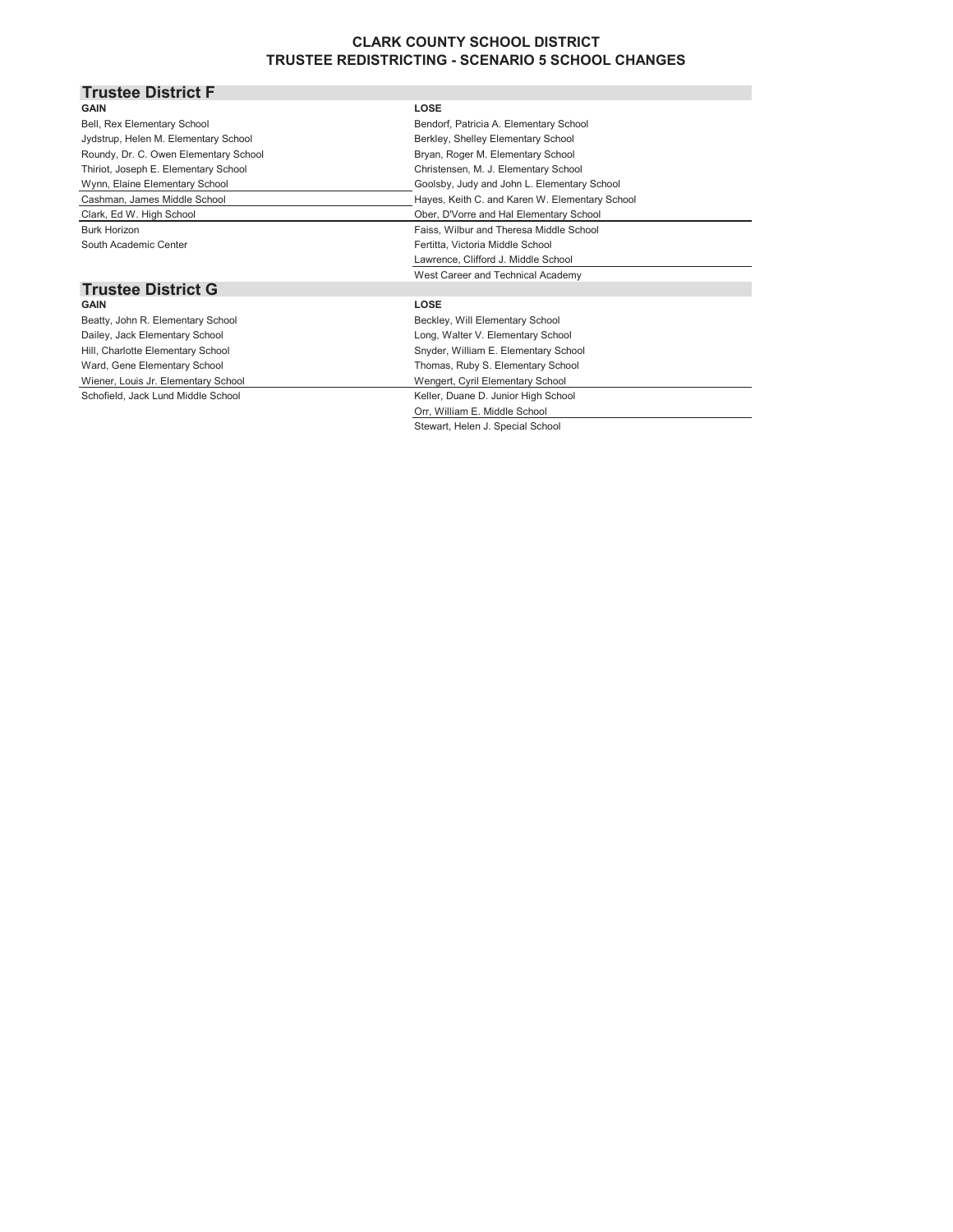# CLARK COUNTY SCHOOL DISTRICT
## TRUSTEE REDISTRICTING - SCENARIO 5 SCHOOL CHANGES

### Trustee District F

| GAIN | LOSE |
|---|---|
| Bell, Rex Elementary School | Bendorf, Patricia A. Elementary School |
| Jydstrup, Helen M. Elementary School | Berkley, Shelley Elementary School |
| Roundy, Dr. C. Owen Elementary School | Bryan, Roger M. Elementary School |
| Thiriot, Joseph E. Elementary School | Christensen, M. J. Elementary School |
| Wynn, Elaine Elementary School | Goolsby, Judy and John L. Elementary School |
| Cashman, James Middle School | Hayes, Keith C. and Karen W. Elementary School |
| Clark, Ed W. High School | Ober, D'Vorre and Hal Elementary School |
| Burk Horizon | Faiss, Wilbur and Theresa Middle School |
| South Academic Center | Fertitta, Victoria Middle School |
| | Lawrence, Clifford J. Middle School |
| | West Career and Technical Academy |

### Trustee District G

| GAIN | LOSE |
|---|---|
| Beatty, John R. Elementary School | Beckley, Will Elementary School |
| Dailey, Jack Elementary School | Long, Walter V. Elementary School |
| Hill, Charlotte Elementary School | Snyder, William E. Elementary School |
| Ward, Gene Elementary School | Thomas, Ruby S. Elementary School |
| Wiener, Louis Jr. Elementary School | Wengert, Cyril Elementary School |
| Schofield, Jack Lund Middle School | Keller, Duane D. Junior High School |
| | Orr, William E. Middle School |
| | Stewart, Helen J. Special School |